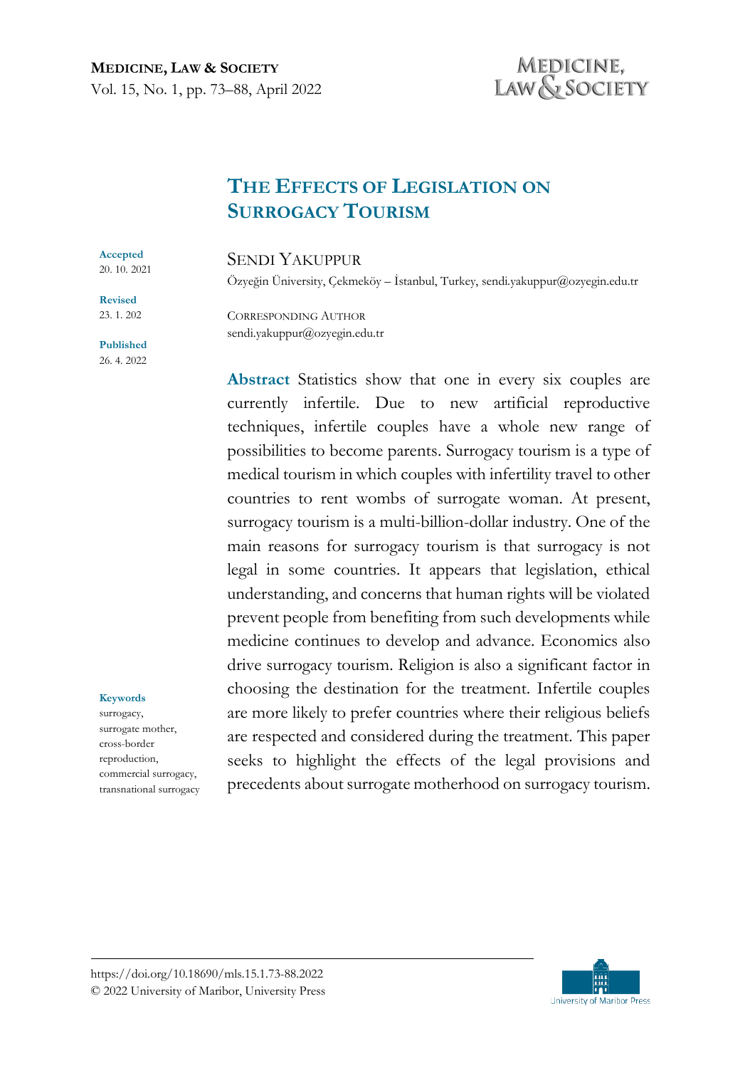# The Effects of Legislation on Surrogacy Tourism

**Accepted**
20. 10. 2021

**Revised**
23. 1. 202

**Published**
26. 4. 2022

SENDI YAKUPPUR

Özyeğin Üniversity, Çekmeköy – İstanbul, Turkey, sendi.yakuppur@ozyegin.edu.tr

CORRESPONDING AUTHOR
sendi.yakuppur@ozyegin.edu.tr

**Abstract** Statistics show that one in every six couples are currently infertile. Due to new artificial reproductive techniques, infertile couples have a whole new range of possibilities to become parents. Surrogacy tourism is a type of medical tourism in which couples with infertility travel to other countries to rent wombs of surrogate woman. At present, surrogacy tourism is a multi-billion-dollar industry. One of the main reasons for surrogacy tourism is that surrogacy is not legal in some countries. It appears that legislation, ethical understanding, and concerns that human rights will be violated prevent people from benefiting from such developments while medicine continues to develop and advance. Economics also drive surrogacy tourism. Religion is also a significant factor in choosing the destination for the treatment. Infertile couples are more likely to prefer countries where their religious beliefs are respected and considered during the treatment. This paper seeks to highlight the effects of the legal provisions and precedents about surrogate motherhood on surrogacy tourism.

**Keywords**
surrogacy, surrogate mother, cross-border reproduction, commercial surrogacy, transnational surrogacy

https://doi.org/10.18690/mls.15.1.73-88.2022
© 2022 University of Maribor, University Press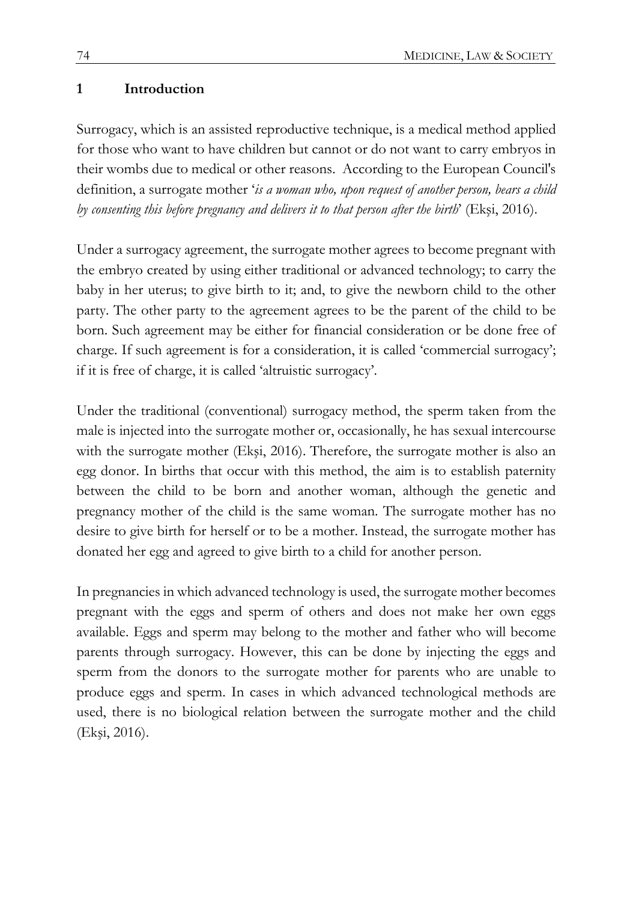## 1 Introduction

Surrogacy, which is an assisted reproductive technique, is a medical method applied for those who want to have children but cannot or do not want to carry embryos in their wombs due to medical or other reasons. According to the European Council's definition, a surrogate mother '*is a woman who, upon request of another person, bears a child by consenting this before pregnancy and delivers it to that person after the birth*' (Ekşi, 2016).

Under a surrogacy agreement, the surrogate mother agrees to become pregnant with the embryo created by using either traditional or advanced technology; to carry the baby in her uterus; to give birth to it; and, to give the newborn child to the other party. The other party to the agreement agrees to be the parent of the child to be born. Such agreement may be either for financial consideration or be done free of charge. If such agreement is for a consideration, it is called 'commercial surrogacy'; if it is free of charge, it is called 'altruistic surrogacy'.

Under the traditional (conventional) surrogacy method, the sperm taken from the male is injected into the surrogate mother or, occasionally, he has sexual intercourse with the surrogate mother (Ekşi, 2016). Therefore, the surrogate mother is also an egg donor. In births that occur with this method, the aim is to establish paternity between the child to be born and another woman, although the genetic and pregnancy mother of the child is the same woman. The surrogate mother has no desire to give birth for herself or to be a mother. Instead, the surrogate mother has donated her egg and agreed to give birth to a child for another person.

In pregnancies in which advanced technology is used, the surrogate mother becomes pregnant with the eggs and sperm of others and does not make her own eggs available. Eggs and sperm may belong to the mother and father who will become parents through surrogacy. However, this can be done by injecting the eggs and sperm from the donors to the surrogate mother for parents who are unable to produce eggs and sperm. In cases in which advanced technological methods are used, there is no biological relation between the surrogate mother and the child (Ekşi, 2016).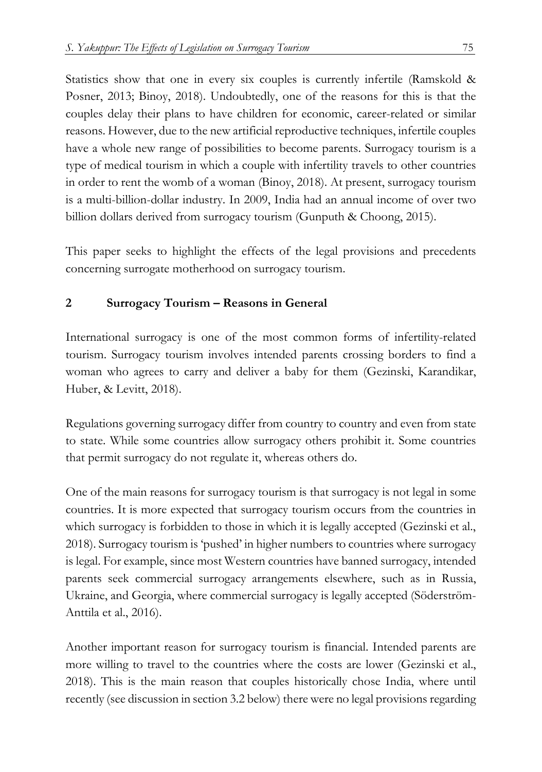Statistics show that one in every six couples is currently infertile (Ramskold & Posner, 2013; Binoy, 2018). Undoubtedly, one of the reasons for this is that the couples delay their plans to have children for economic, career-related or similar reasons. However, due to the new artificial reproductive techniques, infertile couples have a whole new range of possibilities to become parents. Surrogacy tourism is a type of medical tourism in which a couple with infertility travels to other countries in order to rent the womb of a woman (Binoy, 2018). At present, surrogacy tourism is a multi-billion-dollar industry. In 2009, India had an annual income of over two billion dollars derived from surrogacy tourism (Gunputh & Choong, 2015).

This paper seeks to highlight the effects of the legal provisions and precedents concerning surrogate motherhood on surrogacy tourism.

## 2 Surrogacy Tourism – Reasons in General

International surrogacy is one of the most common forms of infertility-related tourism. Surrogacy tourism involves intended parents crossing borders to find a woman who agrees to carry and deliver a baby for them (Gezinski, Karandikar, Huber, & Levitt, 2018).

Regulations governing surrogacy differ from country to country and even from state to state. While some countries allow surrogacy others prohibit it. Some countries that permit surrogacy do not regulate it, whereas others do.

One of the main reasons for surrogacy tourism is that surrogacy is not legal in some countries. It is more expected that surrogacy tourism occurs from the countries in which surrogacy is forbidden to those in which it is legally accepted (Gezinski et al., 2018). Surrogacy tourism is 'pushed' in higher numbers to countries where surrogacy is legal. For example, since most Western countries have banned surrogacy, intended parents seek commercial surrogacy arrangements elsewhere, such as in Russia, Ukraine, and Georgia, where commercial surrogacy is legally accepted (Söderström-Anttila et al., 2016).

Another important reason for surrogacy tourism is financial. Intended parents are more willing to travel to the countries where the costs are lower (Gezinski et al., 2018). This is the main reason that couples historically chose India, where until recently (see discussion in section 3.2 below) there were no legal provisions regarding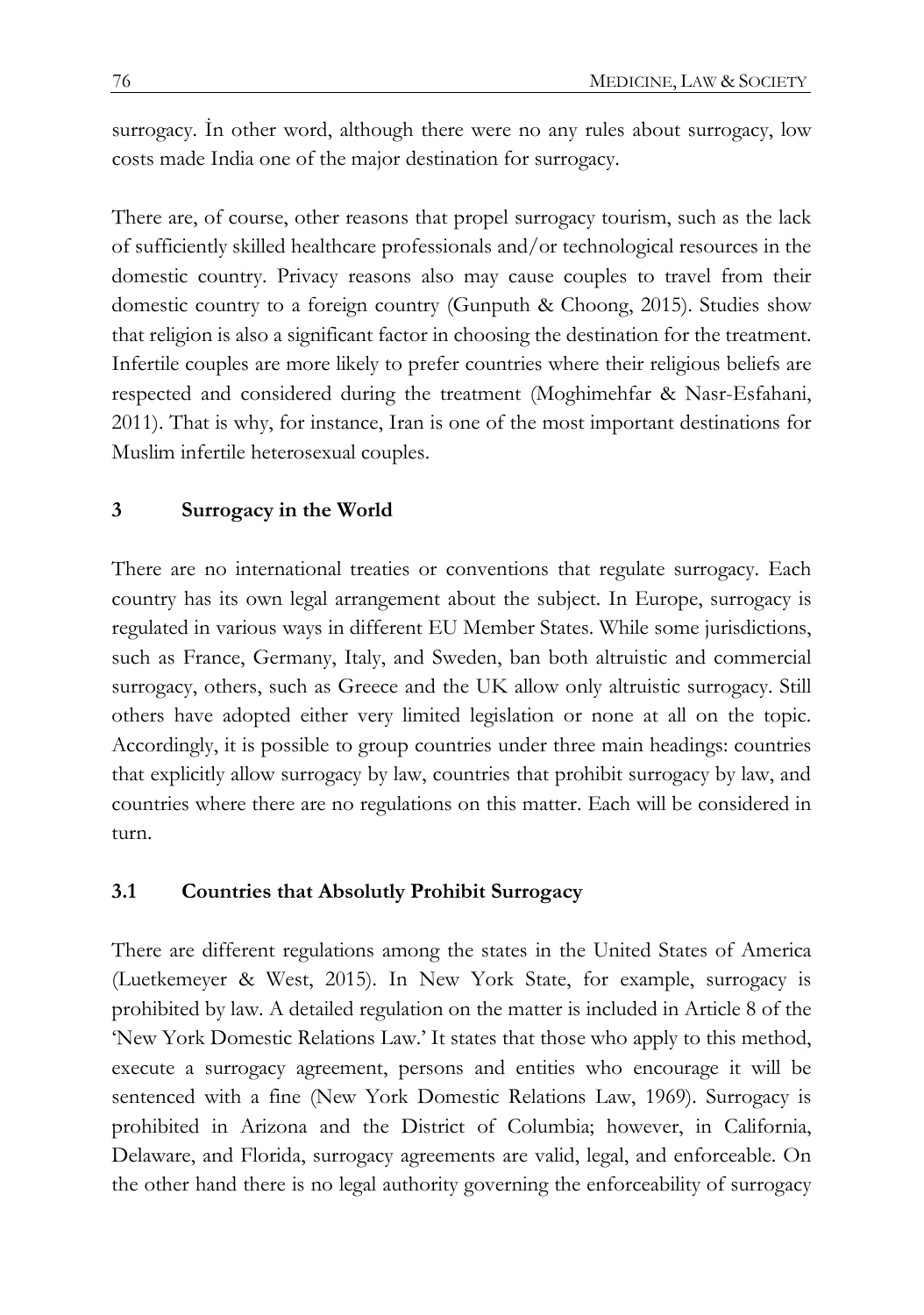surrogacy. İn other word, although there were no any rules about surrogacy, low costs made India one of the major destination for surrogacy.

There are, of course, other reasons that propel surrogacy tourism, such as the lack of sufficiently skilled healthcare professionals and/or technological resources in the domestic country. Privacy reasons also may cause couples to travel from their domestic country to a foreign country (Gunputh & Choong, 2015). Studies show that religion is also a significant factor in choosing the destination for the treatment. Infertile couples are more likely to prefer countries where their religious beliefs are respected and considered during the treatment (Moghimehfar & Nasr-Esfahani, 2011). That is why, for instance, Iran is one of the most important destinations for Muslim infertile heterosexual couples.

## 3 Surrogacy in the World

There are no international treaties or conventions that regulate surrogacy. Each country has its own legal arrangement about the subject. In Europe, surrogacy is regulated in various ways in different EU Member States. While some jurisdictions, such as France, Germany, Italy, and Sweden, ban both altruistic and commercial surrogacy, others, such as Greece and the UK allow only altruistic surrogacy. Still others have adopted either very limited legislation or none at all on the topic. Accordingly, it is possible to group countries under three main headings: countries that explicitly allow surrogacy by law, countries that prohibit surrogacy by law, and countries where there are no regulations on this matter. Each will be considered in turn.

### 3.1 Countries that Absolutly Prohibit Surrogacy

There are different regulations among the states in the United States of America (Luetkemeyer & West, 2015). In New York State, for example, surrogacy is prohibited by law. A detailed regulation on the matter is included in Article 8 of the 'New York Domestic Relations Law.' It states that those who apply to this method, execute a surrogacy agreement, persons and entities who encourage it will be sentenced with a fine (New York Domestic Relations Law, 1969). Surrogacy is prohibited in Arizona and the District of Columbia; however, in California, Delaware, and Florida, surrogacy agreements are valid, legal, and enforceable. On the other hand there is no legal authority governing the enforceability of surrogacy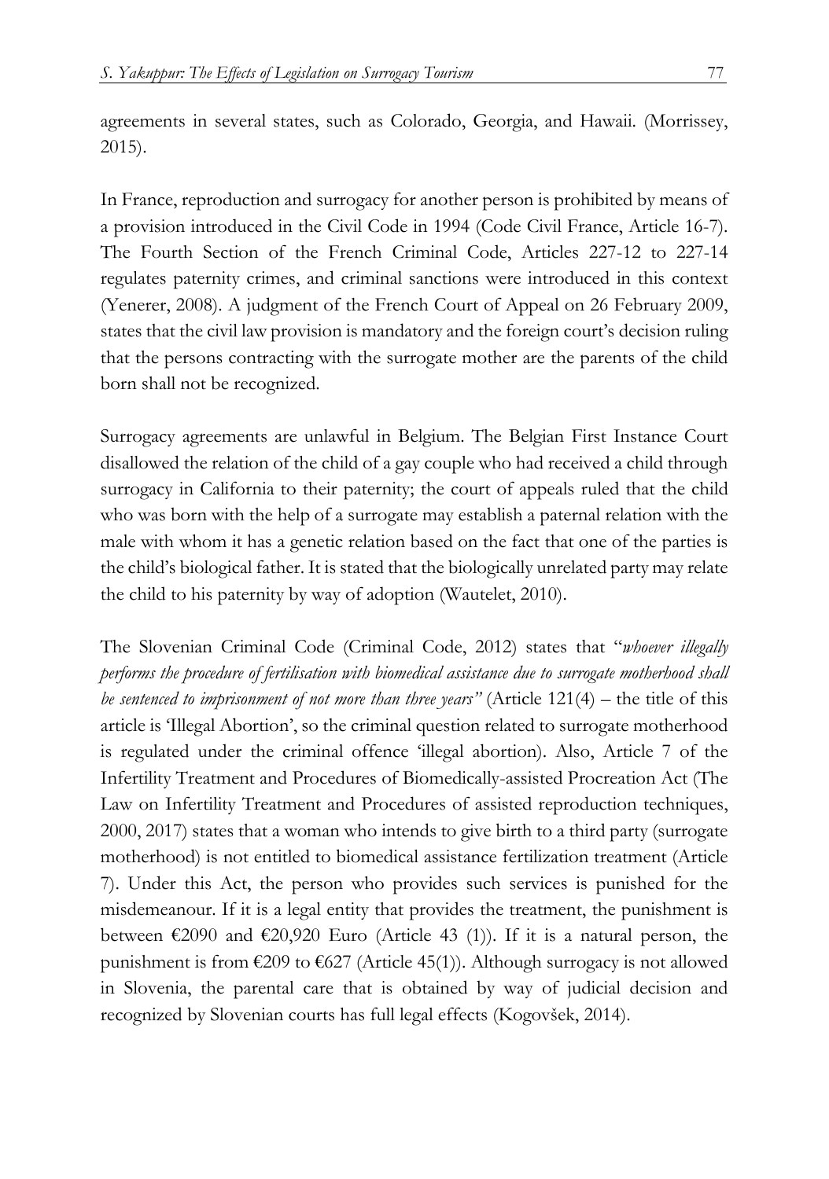agreements in several states, such as Colorado, Georgia, and Hawaii. (Morrissey, 2015).

In France, reproduction and surrogacy for another person is prohibited by means of a provision introduced in the Civil Code in 1994 (Code Civil France, Article 16-7). The Fourth Section of the French Criminal Code, Articles 227-12 to 227-14 regulates paternity crimes, and criminal sanctions were introduced in this context (Yenerer, 2008). A judgment of the French Court of Appeal on 26 February 2009, states that the civil law provision is mandatory and the foreign court's decision ruling that the persons contracting with the surrogate mother are the parents of the child born shall not be recognized.

Surrogacy agreements are unlawful in Belgium. The Belgian First Instance Court disallowed the relation of the child of a gay couple who had received a child through surrogacy in California to their paternity; the court of appeals ruled that the child who was born with the help of a surrogate may establish a paternal relation with the male with whom it has a genetic relation based on the fact that one of the parties is the child's biological father. It is stated that the biologically unrelated party may relate the child to his paternity by way of adoption (Wautelet, 2010).

The Slovenian Criminal Code (Criminal Code, 2012) states that "*whoever illegally performs the procedure of fertilisation with biomedical assistance due to surrogate motherhood shall be sentenced to imprisonment of not more than three years"* (Article 121(4) – the title of this article is 'Illegal Abortion', so the criminal question related to surrogate motherhood is regulated under the criminal offence 'illegal abortion). Also, Article 7 of the Infertility Treatment and Procedures of Biomedically-assisted Procreation Act (The Law on Infertility Treatment and Procedures of assisted reproduction techniques, 2000, 2017) states that a woman who intends to give birth to a third party (surrogate motherhood) is not entitled to biomedical assistance fertilization treatment (Article 7). Under this Act, the person who provides such services is punished for the misdemeanour. If it is a legal entity that provides the treatment, the punishment is between €2090 and €20,920 Euro (Article 43 (1)). If it is a natural person, the punishment is from €209 to €627 (Article 45(1)). Although surrogacy is not allowed in Slovenia, the parental care that is obtained by way of judicial decision and recognized by Slovenian courts has full legal effects (Kogovšek, 2014).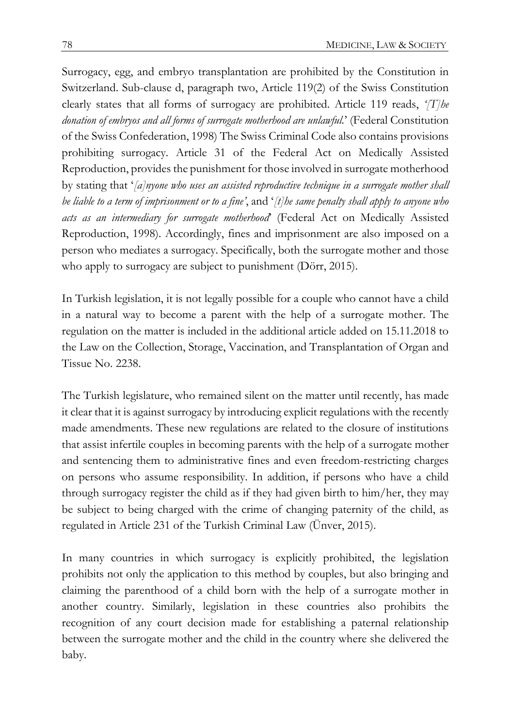Surrogacy, egg, and embryo transplantation are prohibited by the Constitution in Switzerland. Sub-clause d, paragraph two, Article 119(2) of the Swiss Constitution clearly states that all forms of surrogacy are prohibited. Article 119 reads, *'[T]he donation of embryos and all forms of surrogate motherhood are unlawful*.' (Federal Constitution of the Swiss Confederation, 1998) The Swiss Criminal Code also contains provisions prohibiting surrogacy. Article 31 of the Federal Act on Medically Assisted Reproduction, provides the punishment for those involved in surrogate motherhood by stating that '*[a]nyone who uses an assisted reproductive technique in a surrogate mother shall be liable to a term of imprisonment or to a fine'*, and '*[t]he same penalty shall apply to anyone who acts as an intermediary for surrogate motherhood*' (Federal Act on Medically Assisted Reproduction, 1998). Accordingly, fines and imprisonment are also imposed on a person who mediates a surrogacy. Specifically, both the surrogate mother and those who apply to surrogacy are subject to punishment (Dörr, 2015).

In Turkish legislation, it is not legally possible for a couple who cannot have a child in a natural way to become a parent with the help of a surrogate mother. The regulation on the matter is included in the additional article added on 15.11.2018 to the Law on the Collection, Storage, Vaccination, and Transplantation of Organ and Tissue No. 2238.

The Turkish legislature, who remained silent on the matter until recently, has made it clear that it is against surrogacy by introducing explicit regulations with the recently made amendments. These new regulations are related to the closure of institutions that assist infertile couples in becoming parents with the help of a surrogate mother and sentencing them to administrative fines and even freedom-restricting charges on persons who assume responsibility. In addition, if persons who have a child through surrogacy register the child as if they had given birth to him/her, they may be subject to being charged with the crime of changing paternity of the child, as regulated in Article 231 of the Turkish Criminal Law (Ünver, 2015).

In many countries in which surrogacy is explicitly prohibited, the legislation prohibits not only the application to this method by couples, but also bringing and claiming the parenthood of a child born with the help of a surrogate mother in another country. Similarly, legislation in these countries also prohibits the recognition of any court decision made for establishing a paternal relationship between the surrogate mother and the child in the country where she delivered the baby.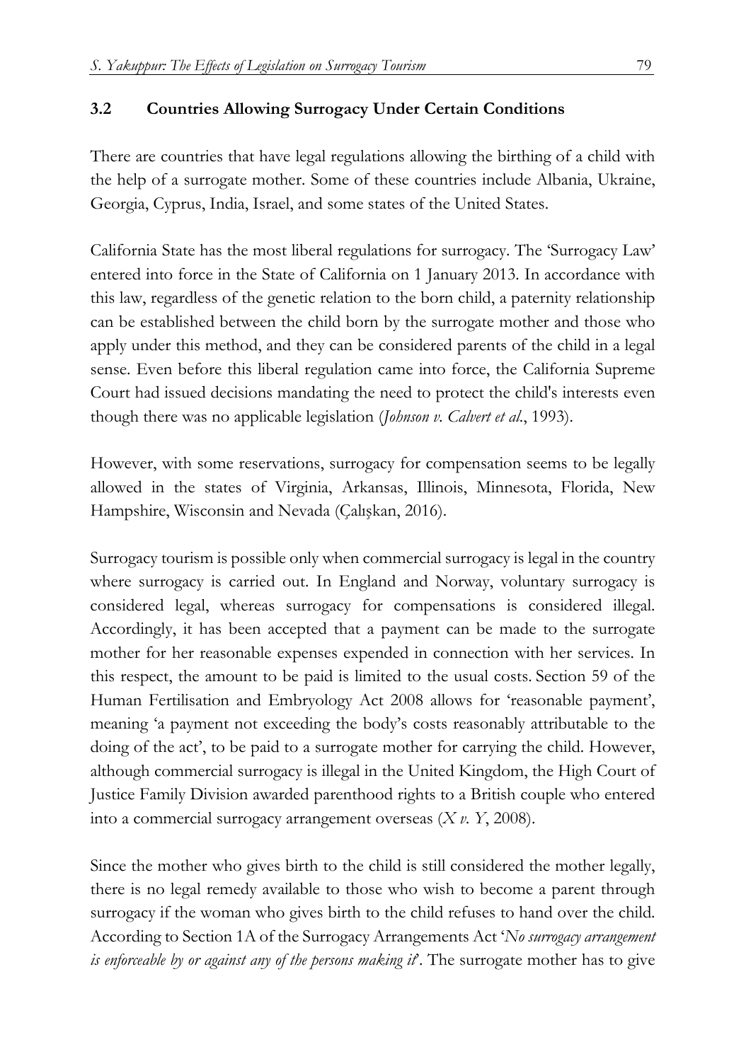### 3.2 Countries Allowing Surrogacy Under Certain Conditions

There are countries that have legal regulations allowing the birthing of a child with the help of a surrogate mother. Some of these countries include Albania, Ukraine, Georgia, Cyprus, India, Israel, and some states of the United States.

California State has the most liberal regulations for surrogacy. The 'Surrogacy Law' entered into force in the State of California on 1 January 2013. In accordance with this law, regardless of the genetic relation to the born child, a paternity relationship can be established between the child born by the surrogate mother and those who apply under this method, and they can be considered parents of the child in a legal sense. Even before this liberal regulation came into force, the California Supreme Court had issued decisions mandating the need to protect the child's interests even though there was no applicable legislation (*Johnson v. Calvert et al.*, 1993).

However, with some reservations, surrogacy for compensation seems to be legally allowed in the states of Virginia, Arkansas, Illinois, Minnesota, Florida, New Hampshire, Wisconsin and Nevada (Çalışkan, 2016).

Surrogacy tourism is possible only when commercial surrogacy is legal in the country where surrogacy is carried out. In England and Norway, voluntary surrogacy is considered legal, whereas surrogacy for compensations is considered illegal. Accordingly, it has been accepted that a payment can be made to the surrogate mother for her reasonable expenses expended in connection with her services. In this respect, the amount to be paid is limited to the usual costs. Section 59 of the Human Fertilisation and Embryology Act 2008 allows for 'reasonable payment', meaning 'a payment not exceeding the body's costs reasonably attributable to the doing of the act', to be paid to a surrogate mother for carrying the child. However, although commercial surrogacy is illegal in the United Kingdom, the High Court of Justice Family Division awarded parenthood rights to a British couple who entered into a commercial surrogacy arrangement overseas (*X v. Y*, 2008).

Since the mother who gives birth to the child is still considered the mother legally, there is no legal remedy available to those who wish to become a parent through surrogacy if the woman who gives birth to the child refuses to hand over the child. According to Section 1A of the Surrogacy Arrangements Act '*No surrogacy arrangement is enforceable by or against any of the persons making it*'. The surrogate mother has to give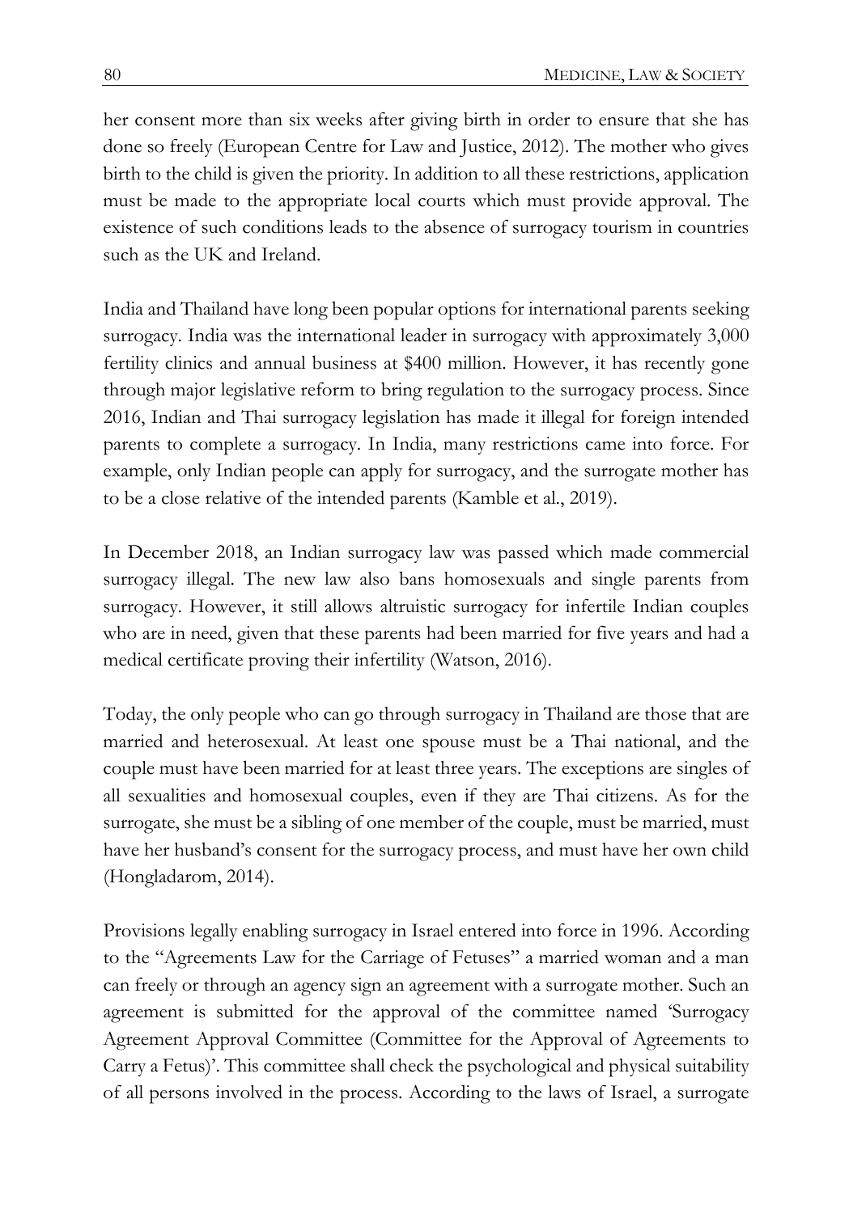her consent more than six weeks after giving birth in order to ensure that she has done so freely (European Centre for Law and Justice, 2012). The mother who gives birth to the child is given the priority. In addition to all these restrictions, application must be made to the appropriate local courts which must provide approval. The existence of such conditions leads to the absence of surrogacy tourism in countries such as the UK and Ireland.

India and Thailand have long been popular options for international parents seeking surrogacy. India was the international leader in surrogacy with approximately 3,000 fertility clinics and annual business at $400 million. However, it has recently gone through major legislative reform to bring regulation to the surrogacy process. Since 2016, Indian and Thai surrogacy legislation has made it illegal for foreign intended parents to complete a surrogacy. In India, many restrictions came into force. For example, only Indian people can apply for surrogacy, and the surrogate mother has to be a close relative of the intended parents (Kamble et al., 2019).

In December 2018, an Indian surrogacy law was passed which made commercial surrogacy illegal. The new law also bans homosexuals and single parents from surrogacy. However, it still allows altruistic surrogacy for infertile Indian couples who are in need, given that these parents had been married for five years and had a medical certificate proving their infertility (Watson, 2016).

Today, the only people who can go through surrogacy in Thailand are those that are married and heterosexual. At least one spouse must be a Thai national, and the couple must have been married for at least three years. The exceptions are singles of all sexualities and homosexual couples, even if they are Thai citizens. As for the surrogate, she must be a sibling of one member of the couple, must be married, must have her husband's consent for the surrogacy process, and must have her own child (Hongladarom, 2014).

Provisions legally enabling surrogacy in Israel entered into force in 1996. According to the "Agreements Law for the Carriage of Fetuses" a married woman and a man can freely or through an agency sign an agreement with a surrogate mother. Such an agreement is submitted for the approval of the committee named 'Surrogacy Agreement Approval Committee (Committee for the Approval of Agreements to Carry a Fetus)'. This committee shall check the psychological and physical suitability of all persons involved in the process. According to the laws of Israel, a surrogate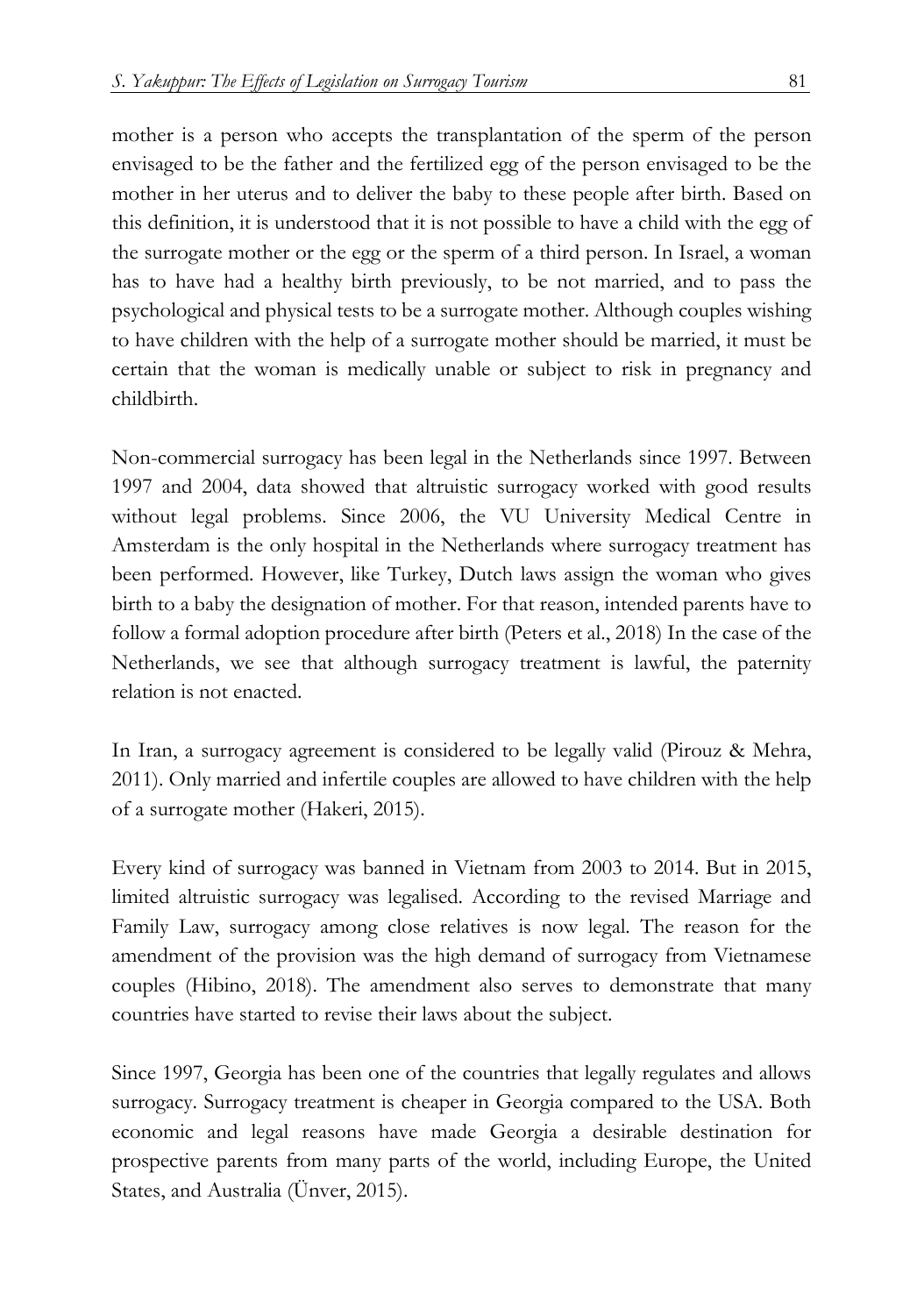mother is a person who accepts the transplantation of the sperm of the person envisaged to be the father and the fertilized egg of the person envisaged to be the mother in her uterus and to deliver the baby to these people after birth. Based on this definition, it is understood that it is not possible to have a child with the egg of the surrogate mother or the egg or the sperm of a third person. In Israel, a woman has to have had a healthy birth previously, to be not married, and to pass the psychological and physical tests to be a surrogate mother. Although couples wishing to have children with the help of a surrogate mother should be married, it must be certain that the woman is medically unable or subject to risk in pregnancy and childbirth.

Non-commercial surrogacy has been legal in the Netherlands since 1997. Between 1997 and 2004, data showed that altruistic surrogacy worked with good results without legal problems. Since 2006, the VU University Medical Centre in Amsterdam is the only hospital in the Netherlands where surrogacy treatment has been performed. However, like Turkey, Dutch laws assign the woman who gives birth to a baby the designation of mother. For that reason, intended parents have to follow a formal adoption procedure after birth (Peters et al., 2018) In the case of the Netherlands, we see that although surrogacy treatment is lawful, the paternity relation is not enacted.

In Iran, a surrogacy agreement is considered to be legally valid (Pirouz & Mehra, 2011). Only married and infertile couples are allowed to have children with the help of a surrogate mother (Hakeri, 2015).

Every kind of surrogacy was banned in Vietnam from 2003 to 2014. But in 2015, limited altruistic surrogacy was legalised. According to the revised Marriage and Family Law, surrogacy among close relatives is now legal. The reason for the amendment of the provision was the high demand of surrogacy from Vietnamese couples (Hibino, 2018). The amendment also serves to demonstrate that many countries have started to revise their laws about the subject.

Since 1997, Georgia has been one of the countries that legally regulates and allows surrogacy. Surrogacy treatment is cheaper in Georgia compared to the USA. Both economic and legal reasons have made Georgia a desirable destination for prospective parents from many parts of the world, including Europe, the United States, and Australia (Ünver, 2015).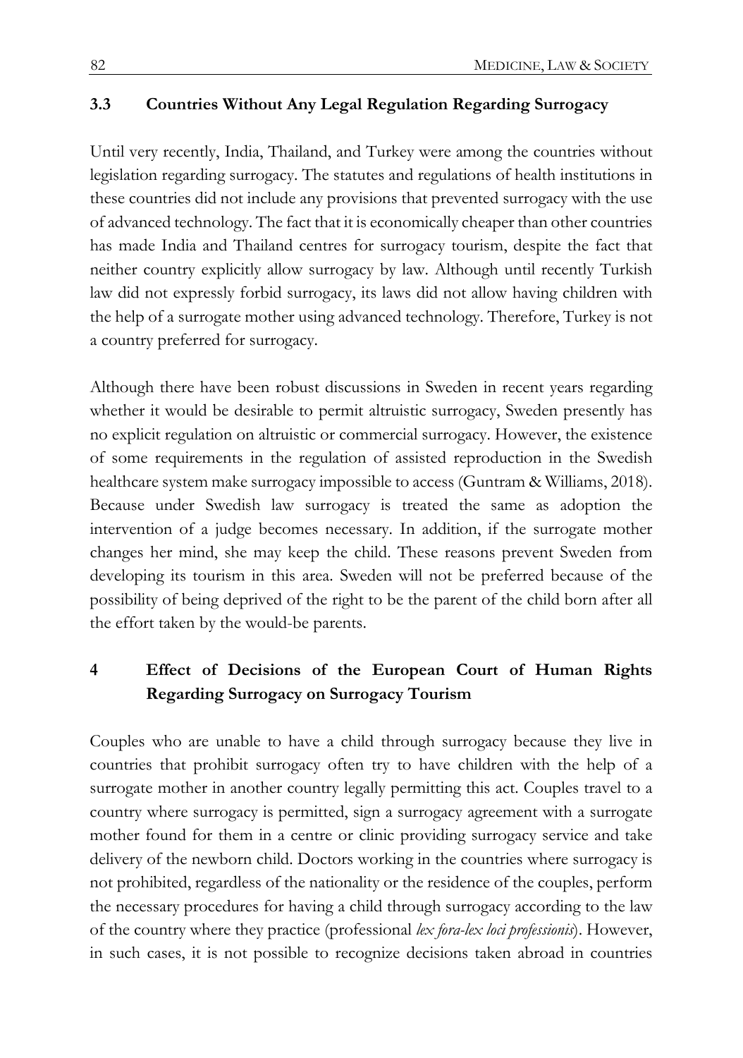### 3.3 Countries Without Any Legal Regulation Regarding Surrogacy

Until very recently, India, Thailand, and Turkey were among the countries without legislation regarding surrogacy. The statutes and regulations of health institutions in these countries did not include any provisions that prevented surrogacy with the use of advanced technology. The fact that it is economically cheaper than other countries has made India and Thailand centres for surrogacy tourism, despite the fact that neither country explicitly allow surrogacy by law. Although until recently Turkish law did not expressly forbid surrogacy, its laws did not allow having children with the help of a surrogate mother using advanced technology. Therefore, Turkey is not a country preferred for surrogacy.

Although there have been robust discussions in Sweden in recent years regarding whether it would be desirable to permit altruistic surrogacy, Sweden presently has no explicit regulation on altruistic or commercial surrogacy. However, the existence of some requirements in the regulation of assisted reproduction in the Swedish healthcare system make surrogacy impossible to access (Guntram & Williams, 2018). Because under Swedish law surrogacy is treated the same as adoption the intervention of a judge becomes necessary. In addition, if the surrogate mother changes her mind, she may keep the child. These reasons prevent Sweden from developing its tourism in this area. Sweden will not be preferred because of the possibility of being deprived of the right to be the parent of the child born after all the effort taken by the would-be parents.

## 4 Effect of Decisions of the European Court of Human Rights Regarding Surrogacy on Surrogacy Tourism

Couples who are unable to have a child through surrogacy because they live in countries that prohibit surrogacy often try to have children with the help of a surrogate mother in another country legally permitting this act. Couples travel to a country where surrogacy is permitted, sign a surrogacy agreement with a surrogate mother found for them in a centre or clinic providing surrogacy service and take delivery of the newborn child. Doctors working in the countries where surrogacy is not prohibited, regardless of the nationality or the residence of the couples, perform the necessary procedures for having a child through surrogacy according to the law of the country where they practice (professional *lex fora-lex loci professionis*). However, in such cases, it is not possible to recognize decisions taken abroad in countries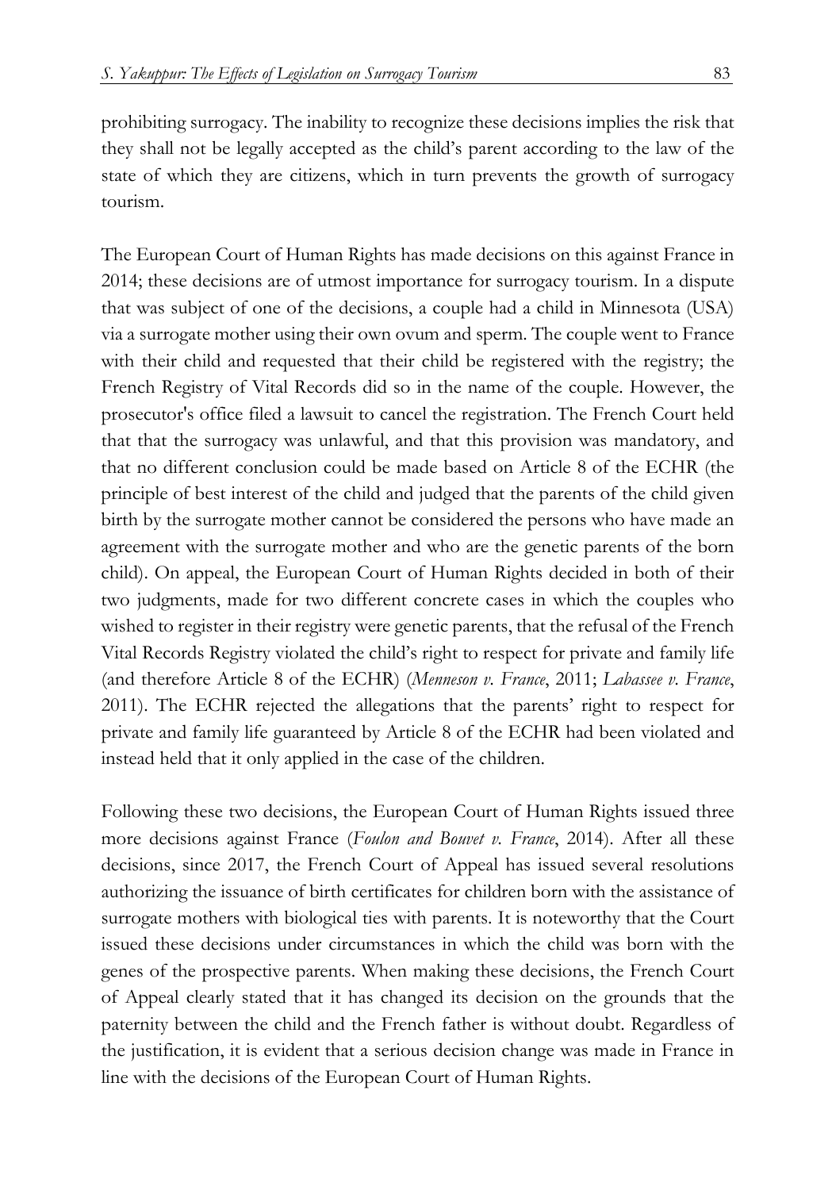prohibiting surrogacy. The inability to recognize these decisions implies the risk that they shall not be legally accepted as the child's parent according to the law of the state of which they are citizens, which in turn prevents the growth of surrogacy tourism.

The European Court of Human Rights has made decisions on this against France in 2014; these decisions are of utmost importance for surrogacy tourism. In a dispute that was subject of one of the decisions, a couple had a child in Minnesota (USA) via a surrogate mother using their own ovum and sperm. The couple went to France with their child and requested that their child be registered with the registry; the French Registry of Vital Records did so in the name of the couple. However, the prosecutor's office filed a lawsuit to cancel the registration. The French Court held that that the surrogacy was unlawful, and that this provision was mandatory, and that no different conclusion could be made based on Article 8 of the ECHR (the principle of best interest of the child and judged that the parents of the child given birth by the surrogate mother cannot be considered the persons who have made an agreement with the surrogate mother and who are the genetic parents of the born child). On appeal, the European Court of Human Rights decided in both of their two judgments, made for two different concrete cases in which the couples who wished to register in their registry were genetic parents, that the refusal of the French Vital Records Registry violated the child's right to respect for private and family life (and therefore Article 8 of the ECHR) (*Menneson v. France*, 2011; *Labassee v. France*, 2011). The ECHR rejected the allegations that the parents' right to respect for private and family life guaranteed by Article 8 of the ECHR had been violated and instead held that it only applied in the case of the children.

Following these two decisions, the European Court of Human Rights issued three more decisions against France (*Foulon and Bouvet v. France*, 2014). After all these decisions, since 2017, the French Court of Appeal has issued several resolutions authorizing the issuance of birth certificates for children born with the assistance of surrogate mothers with biological ties with parents. It is noteworthy that the Court issued these decisions under circumstances in which the child was born with the genes of the prospective parents. When making these decisions, the French Court of Appeal clearly stated that it has changed its decision on the grounds that the paternity between the child and the French father is without doubt. Regardless of the justification, it is evident that a serious decision change was made in France in line with the decisions of the European Court of Human Rights.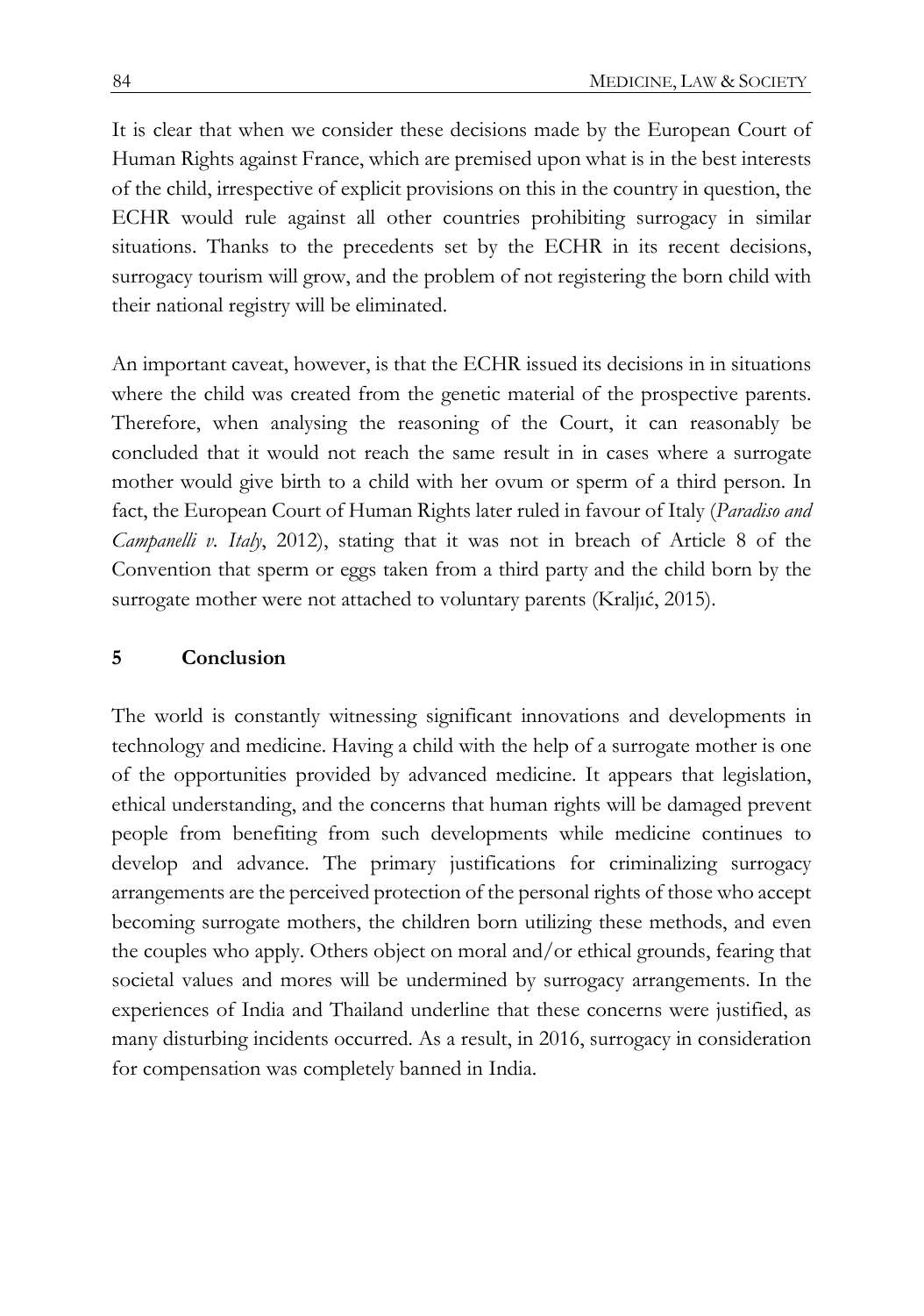It is clear that when we consider these decisions made by the European Court of Human Rights against France, which are premised upon what is in the best interests of the child, irrespective of explicit provisions on this in the country in question, the ECHR would rule against all other countries prohibiting surrogacy in similar situations. Thanks to the precedents set by the ECHR in its recent decisions, surrogacy tourism will grow, and the problem of not registering the born child with their national registry will be eliminated.

An important caveat, however, is that the ECHR issued its decisions in in situations where the child was created from the genetic material of the prospective parents. Therefore, when analysing the reasoning of the Court, it can reasonably be concluded that it would not reach the same result in in cases where a surrogate mother would give birth to a child with her ovum or sperm of a third person. In fact, the European Court of Human Rights later ruled in favour of Italy (*Paradiso and Campanelli v. Italy*, 2012), stating that it was not in breach of Article 8 of the Convention that sperm or eggs taken from a third party and the child born by the surrogate mother were not attached to voluntary parents (Kraljıć, 2015).

## 5 Conclusion

The world is constantly witnessing significant innovations and developments in technology and medicine. Having a child with the help of a surrogate mother is one of the opportunities provided by advanced medicine. It appears that legislation, ethical understanding, and the concerns that human rights will be damaged prevent people from benefiting from such developments while medicine continues to develop and advance. The primary justifications for criminalizing surrogacy arrangements are the perceived protection of the personal rights of those who accept becoming surrogate mothers, the children born utilizing these methods, and even the couples who apply. Others object on moral and/or ethical grounds, fearing that societal values and mores will be undermined by surrogacy arrangements. In the experiences of India and Thailand underline that these concerns were justified, as many disturbing incidents occurred. As a result, in 2016, surrogacy in consideration for compensation was completely banned in India.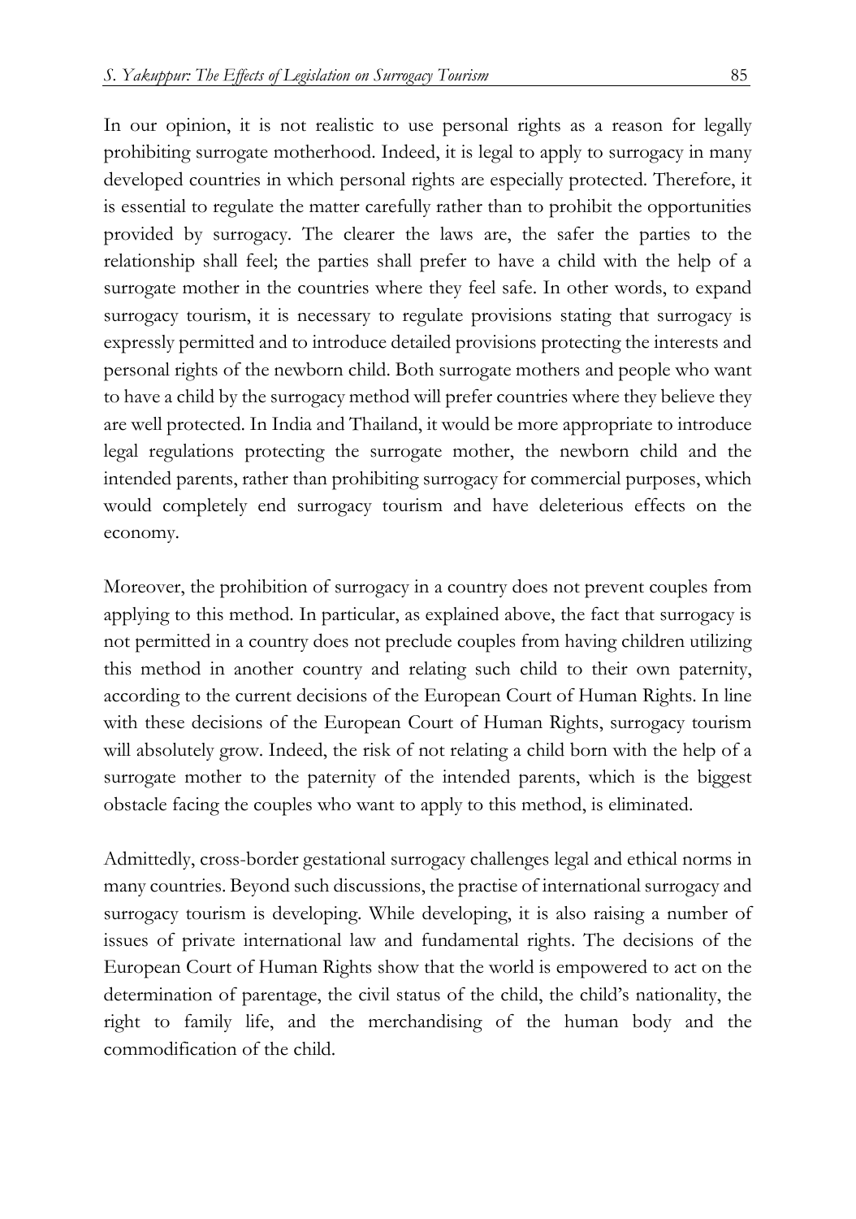In our opinion, it is not realistic to use personal rights as a reason for legally prohibiting surrogate motherhood. Indeed, it is legal to apply to surrogacy in many developed countries in which personal rights are especially protected. Therefore, it is essential to regulate the matter carefully rather than to prohibit the opportunities provided by surrogacy. The clearer the laws are, the safer the parties to the relationship shall feel; the parties shall prefer to have a child with the help of a surrogate mother in the countries where they feel safe. In other words, to expand surrogacy tourism, it is necessary to regulate provisions stating that surrogacy is expressly permitted and to introduce detailed provisions protecting the interests and personal rights of the newborn child. Both surrogate mothers and people who want to have a child by the surrogacy method will prefer countries where they believe they are well protected. In India and Thailand, it would be more appropriate to introduce legal regulations protecting the surrogate mother, the newborn child and the intended parents, rather than prohibiting surrogacy for commercial purposes, which would completely end surrogacy tourism and have deleterious effects on the economy.

Moreover, the prohibition of surrogacy in a country does not prevent couples from applying to this method. In particular, as explained above, the fact that surrogacy is not permitted in a country does not preclude couples from having children utilizing this method in another country and relating such child to their own paternity, according to the current decisions of the European Court of Human Rights. In line with these decisions of the European Court of Human Rights, surrogacy tourism will absolutely grow. Indeed, the risk of not relating a child born with the help of a surrogate mother to the paternity of the intended parents, which is the biggest obstacle facing the couples who want to apply to this method, is eliminated.

Admittedly, cross-border gestational surrogacy challenges legal and ethical norms in many countries. Beyond such discussions, the practise of international surrogacy and surrogacy tourism is developing. While developing, it is also raising a number of issues of private international law and fundamental rights. The decisions of the European Court of Human Rights show that the world is empowered to act on the determination of parentage, the civil status of the child, the child's nationality, the right to family life, and the merchandising of the human body and the commodification of the child.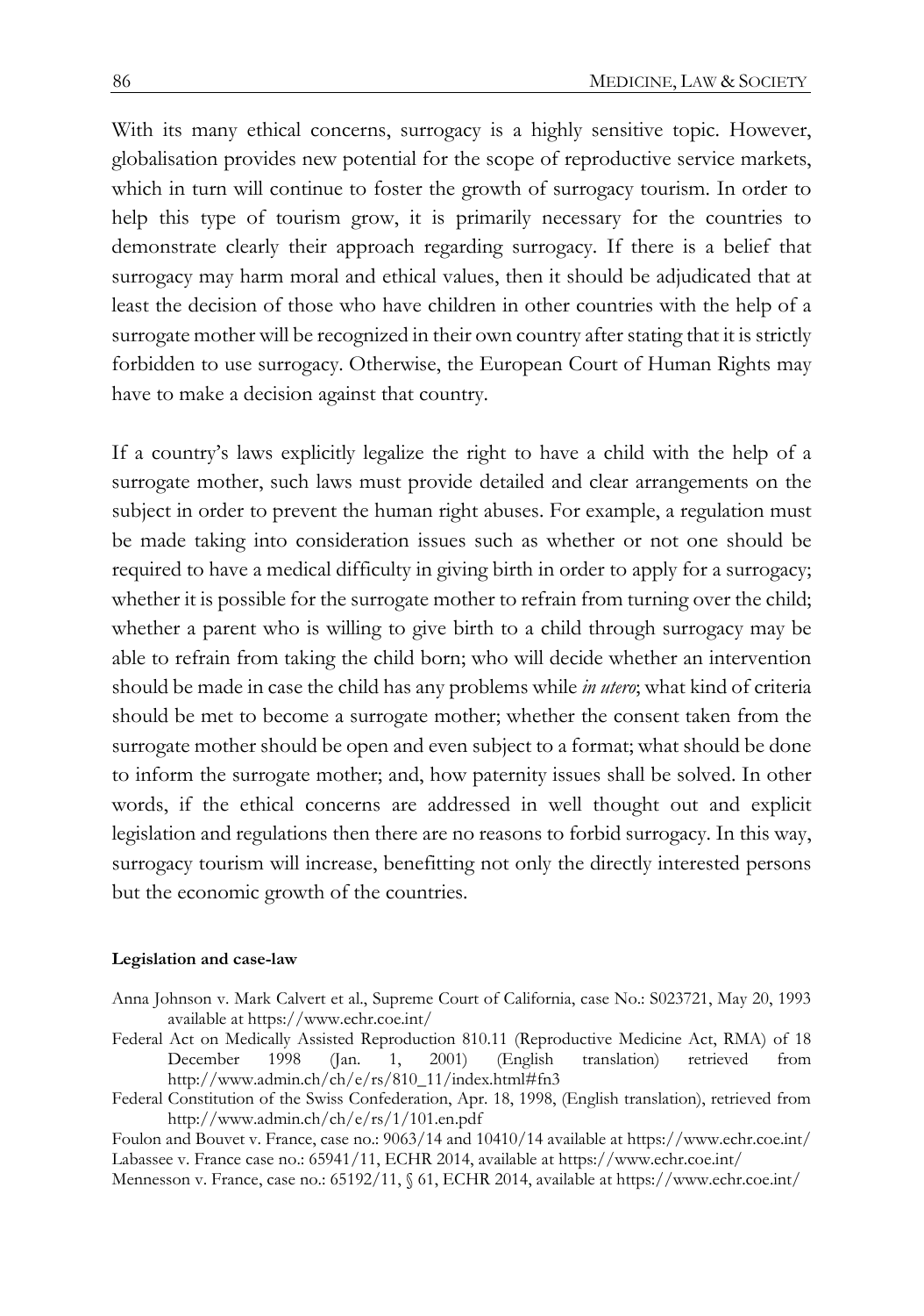With its many ethical concerns, surrogacy is a highly sensitive topic. However, globalisation provides new potential for the scope of reproductive service markets, which in turn will continue to foster the growth of surrogacy tourism. In order to help this type of tourism grow, it is primarily necessary for the countries to demonstrate clearly their approach regarding surrogacy. If there is a belief that surrogacy may harm moral and ethical values, then it should be adjudicated that at least the decision of those who have children in other countries with the help of a surrogate mother will be recognized in their own country after stating that it is strictly forbidden to use surrogacy. Otherwise, the European Court of Human Rights may have to make a decision against that country.

If a country's laws explicitly legalize the right to have a child with the help of a surrogate mother, such laws must provide detailed and clear arrangements on the subject in order to prevent the human right abuses. For example, a regulation must be made taking into consideration issues such as whether or not one should be required to have a medical difficulty in giving birth in order to apply for a surrogacy; whether it is possible for the surrogate mother to refrain from turning over the child; whether a parent who is willing to give birth to a child through surrogacy may be able to refrain from taking the child born; who will decide whether an intervention should be made in case the child has any problems while *in utero*; what kind of criteria should be met to become a surrogate mother; whether the consent taken from the surrogate mother should be open and even subject to a format; what should be done to inform the surrogate mother; and, how paternity issues shall be solved. In other words, if the ethical concerns are addressed in well thought out and explicit legislation and regulations then there are no reasons to forbid surrogacy. In this way, surrogacy tourism will increase, benefitting not only the directly interested persons but the economic growth of the countries.

**Legislation and case-law**

Anna Johnson v. Mark Calvert et al., Supreme Court of California, case No.: S023721, May 20, 1993 available at https://www.echr.coe.int/

Federal Act on Medically Assisted Reproduction 810.11 (Reproductive Medicine Act, RMA) of 18 December 1998 (Jan. 1, 2001) (English translation) retrieved from http://www.admin.ch/ch/e/rs/810_11/index.html#fn3

Federal Constitution of the Swiss Confederation, Apr. 18, 1998, (English translation), retrieved from http://www.admin.ch/ch/e/rs/1/101.en.pdf

Foulon and Bouvet v. France, case no.: 9063/14 and 10410/14 available at https://www.echr.coe.int/

Labassee v. France case no.: 65941/11, ECHR 2014, available at https://www.echr.coe.int/

Mennesson v. France, case no.: 65192/11, § 61, ECHR 2014, available at https://www.echr.coe.int/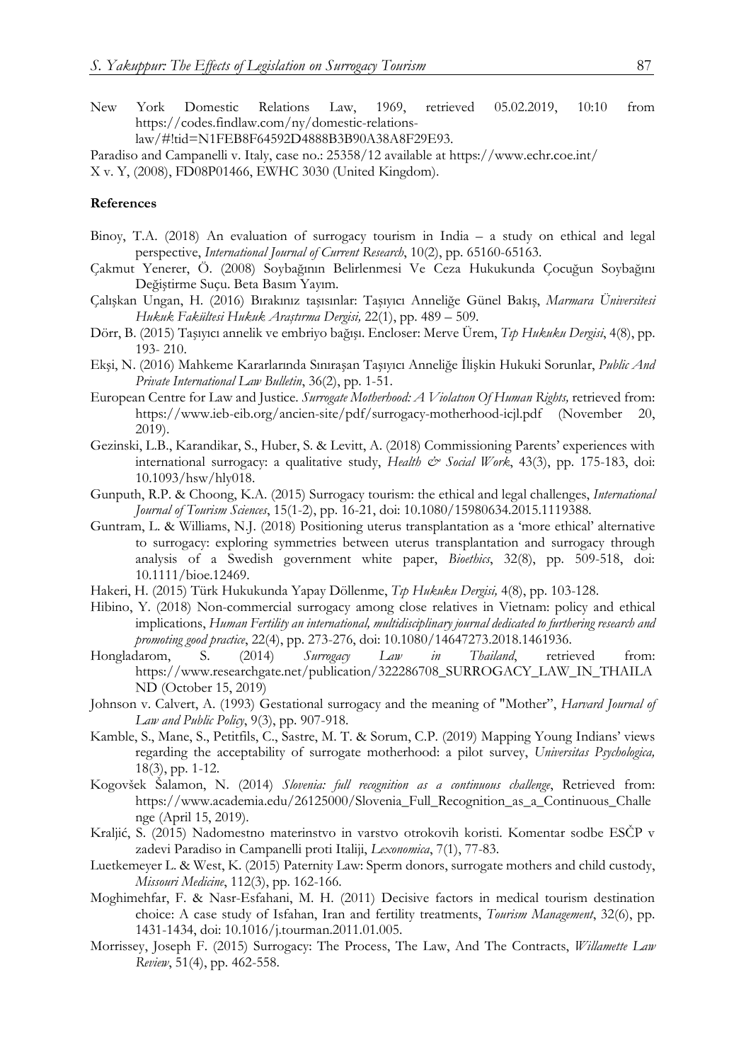New York Domestic Relations Law, 1969, retrieved 05.02.2019, 10:10 from https://codes.findlaw.com/ny/domestic-relations-law/#!tid=N1FEB8F64592D4888B3B90A38A8F29E93.

Paradiso and Campanelli v. Italy, case no.: 25358/12 available at https://www.echr.coe.int/

X v. Y, (2008), FD08P01466, EWHC 3030 (United Kingdom).

**References**

Binoy, T.A. (2018) An evaluation of surrogacy tourism in India – a study on ethical and legal perspective, *International Journal of Current Research*, 10(2), pp. 65160-65163.

Çakmut Yenerer, Ö. (2008) Soybağının Belirlenmesi Ve Ceza Hukukunda Çocuğun Soybağını Değiştirme Suçu. Beta Basım Yayım.

Çalışkan Ungan, H. (2016) Bırakınız taşısınlar: Taşıyıcı Anneliğe Günel Bakış, *Marmara Üniversitesi Hukuk Fakültesi Hukuk Araştırma Dergisi,* 22(1), pp. 489 – 509.

Dörr, B. (2015) Taşıyıcı annelik ve embriyo bağışı. Encloser: Merve Ürem, *Tıp Hukuku Dergisi*, 4(8), pp. 193- 210.

Ekşi, N. (2016) Mahkeme Kararlarında Sınıraşan Taşıyıcı Anneliğe İlişkin Hukuki Sorunlar, *Public And Private International Law Bulletin*, 36(2), pp. 1-51.

European Centre for Law and Justice. *Surrogate Motherhood: A Violatıon Of Human Rights,* retrieved from: https://www.ieb-eib.org/ancien-site/pdf/surrogacy-motherhood-icjl.pdf (November 20, 2019).

Gezinski, L.B., Karandikar, S., Huber, S. & Levitt, A. (2018) Commissioning Parents' experiences with international surrogacy: a qualitative study, *Health & Social Work*, 43(3), pp. 175-183, doi: 10.1093/hsw/hly018.

Gunputh, R.P. & Choong, K.A. (2015) Surrogacy tourism: the ethical and legal challenges, *International Journal of Tourism Sciences*, 15(1-2), pp. 16-21, doi: 10.1080/15980634.2015.1119388.

Guntram, L. & Williams, N.J. (2018) Positioning uterus transplantation as a 'more ethical' alternative to surrogacy: exploring symmetries between uterus transplantation and surrogacy through analysis of a Swedish government white paper, *Bioethics*, 32(8), pp. 509-518, doi: 10.1111/bioe.12469.

Hakeri, H. (2015) Türk Hukukunda Yapay Döllenme, *Tıp Hukuku Dergisi,* 4(8), pp. 103-128.

Hibino, Y. (2018) Non-commercial surrogacy among close relatives in Vietnam: policy and ethical implications, *Human Fertility an international, multidisciplinary journal dedicated to furthering research and promoting good practice*, 22(4), pp. 273-276, doi: 10.1080/14647273.2018.1461936.

Hongladarom, S. (2014) *Surrogacy Law in Thailand*, retrieved from: https://www.researchgate.net/publication/322286708_SURROGACY_LAW_IN_THAILAND (October 15, 2019)

Johnson v. Calvert, A. (1993) Gestational surrogacy and the meaning of "Mother", *Harvard Journal of Law and Public Policy*, 9(3), pp. 907-918.

Kamble, S., Mane, S., Petitfils, C., Sastre, M. T. & Sorum, C.P. (2019) Mapping Young Indians' views regarding the acceptability of surrogate motherhood: a pilot survey, *Universitas Psychologica,* 18(3), pp. 1-12.

Kogovšek Šalamon, N. (2014) *Slovenia: full recognition as a continuous challenge*, Retrieved from: https://www.academia.edu/26125000/Slovenia_Full_Recognition_as_a_Continuous_Challenge (April 15, 2019).

Kraljić, S. (2015) Nadomestno materinstvo in varstvo otrokovih koristi. Komentar sodbe ESČP v zadevi Paradiso in Campanelli proti Italiji, *Lexonomica*, 7(1), 77-83.

Luetkemeyer L. & West, K. (2015) Paternity Law: Sperm donors, surrogate mothers and child custody, *Missouri Medicine*, 112(3), pp. 162-166.

Moghimehfar, F. & Nasr-Esfahani, M. H. (2011) Decisive factors in medical tourism destination choice: A case study of Isfahan, Iran and fertility treatments, *Tourism Management*, 32(6), pp. 1431-1434, doi: 10.1016/j.tourman.2011.01.005.

Morrissey, Joseph F. (2015) Surrogacy: The Process, The Law, And The Contracts, *Willamette Law Review*, 51(4), pp. 462-558.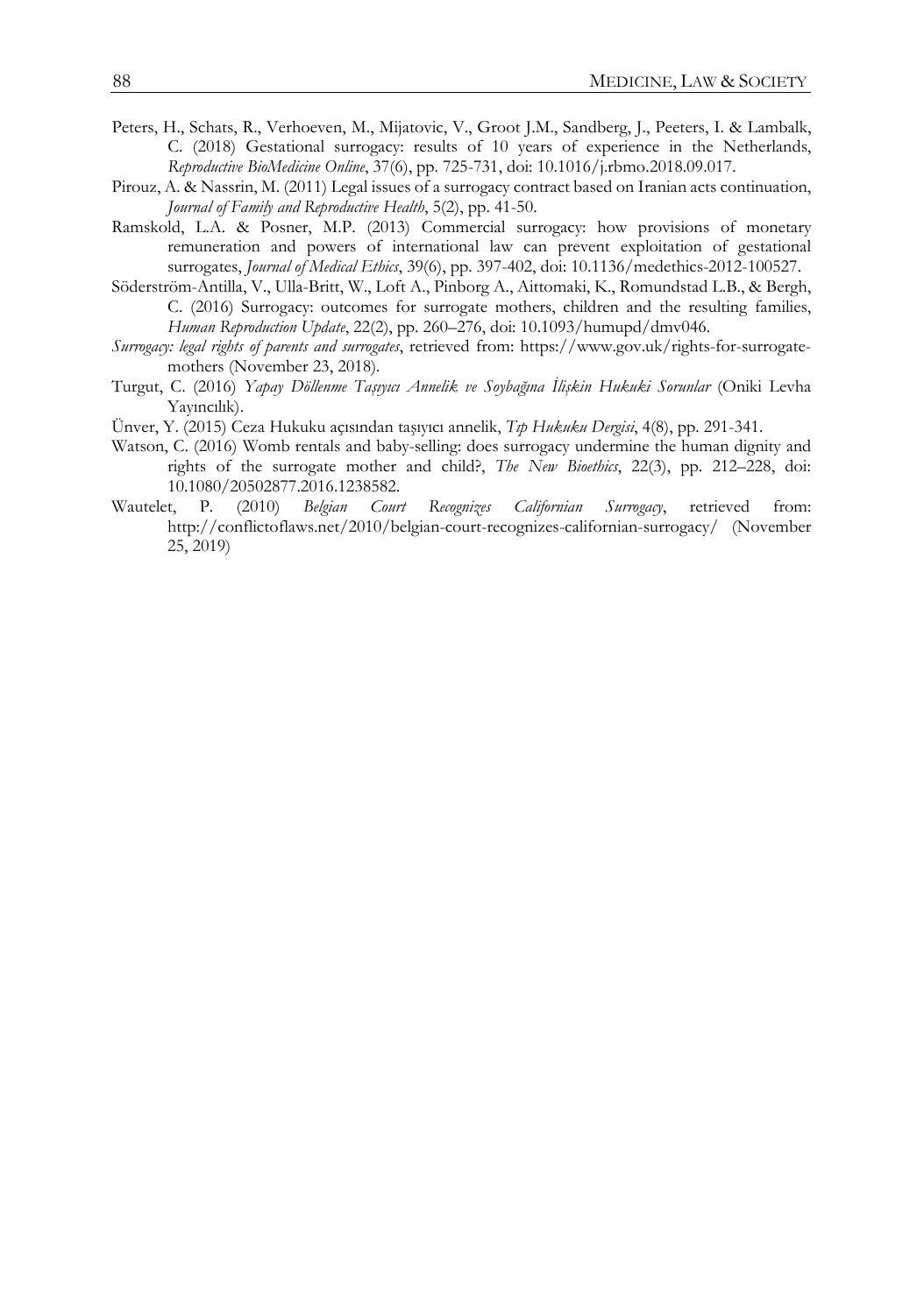Peters, H., Schats, R., Verhoeven, M., Mijatovic, V., Groot J.M., Sandberg, J., Peeters, I. & Lambalk, C. (2018) Gestational surrogacy: results of 10 years of experience in the Netherlands, *Reproductive BioMedicine Online*, 37(6), pp. 725-731, doi: 10.1016/j.rbmo.2018.09.017.

Pirouz, A. & Nassrin, M. (2011) Legal issues of a surrogacy contract based on Iranian acts continuation, *Journal of Family and Reproductive Health*, 5(2), pp. 41-50.

Ramskold, L.A. & Posner, M.P. (2013) Commercial surrogacy: how provisions of monetary remuneration and powers of international law can prevent exploitation of gestational surrogates, *Journal of Medical Ethics*, 39(6), pp. 397-402, doi: 10.1136/medethics-2012-100527.

Söderström-Antilla, V., Ulla-Britt, W., Loft A., Pinborg A., Aittomaki, K., Romundstad L.B., & Bergh, C. (2016) Surrogacy: outcomes for surrogate mothers, children and the resulting families, *Human Reproduction Update*, 22(2), pp. 260–276, doi: 10.1093/humupd/dmv046.

*Surrogacy: legal rights of parents and surrogates*, retrieved from: https://www.gov.uk/rights-for-surrogate-mothers (November 23, 2018).

Turgut, C. (2016) *Yapay Döllenme Taşıyıcı Annelik ve Soybağına İlişkin Hukuki Sorunlar* (Oniki Levha Yayıncılık).

Ünver, Y. (2015) Ceza Hukuku açısından taşıyıcı annelik, *Tıp Hukuku Dergisi*, 4(8), pp. 291-341.

Watson, C. (2016) Womb rentals and baby-selling: does surrogacy undermine the human dignity and rights of the surrogate mother and child?, *The New Bioethics*, 22(3), pp. 212–228, doi: 10.1080/20502877.2016.1238582.

Wautelet, P. (2010) *Belgian Court Recognizes Californian Surrogacy*, retrieved from: http://conflictoflaws.net/2010/belgian-court-recognizes-californian-surrogacy/ (November 25, 2019)